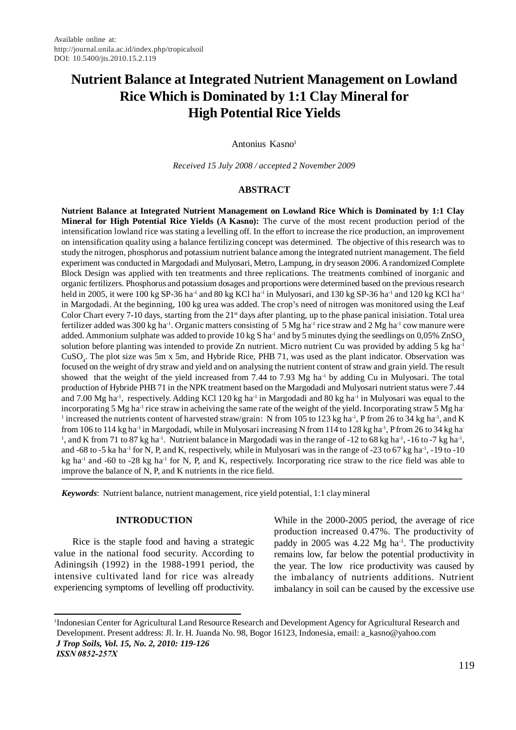Available online at:
http://journal.unila.ac.id/index.php/tropicalsoil
DOI: 10.5400/jts.2010.15.2.119

# Nutrient Balance at Integrated Nutrient Management on Lowland Rice Which is Dominated by 1:1 Clay Mineral for High Potential Rice Yields

Antonius Kasno[1]

*Received 15 July 2008 / accepted 2 November 2009*

## ABSTRACT

**Nutrient Balance at Integrated Nutrient Management on Lowland Rice Which is Dominated by 1:1 Clay Mineral for High Potential Rice Yields (A Kasno):** The curve of the most recent production period of the intensification lowland rice was stating a levelling off. In the effort to increase the rice production, an improvement on intensification quality using a balance fertilizing concept was determined. The objective of this research was to study the nitrogen, phosphorus and potassium nutrient balance among the integrated nutrient management. The field experiment was conducted in Margodadi and Mulyosari, Metro, Lampung, in dry season 2006. A randomized Complete Block Design was applied with ten treatments and three replications. The treatments combined of inorganic and organic fertilizers. Phosphorus and potassium dosages and proportions were determined based on the previous research held in 2005, it were 100 kg SP-36 ha$^{-1}$ and 80 kg KCl ha$^{-1}$ in Mulyosari, and 130 kg SP-36 ha$^{-1}$ and 120 kg KCl ha$^{-1}$ in Margodadi. At the beginning, 100 kg urea was added. The crop's need of nitrogen was monitored using the Leaf Color Chart every 7-10 days, starting from the 21$^{st}$ days after planting, up to the phase panical inisiation. Total urea fertilizer added was 300 kg ha$^{-1}$. Organic matters consisting of 5 Mg ha$^{-1}$ rice straw and 2 Mg ha$^{-1}$ cow manure were added. Ammonium sulphate was added to provide 10 kg S ha$^{-1}$ and by 5 minutes dying the seedlings on 0,05% $ZnSO_4$ solution before planting was intended to provide Zn nutrient. Micro nutrient Cu was provided by adding 5 kg ha$^{-1}$ $CuSO_4$. The plot size was 5m x 5m, and Hybride Rice, PHB 71, was used as the plant indicator. Observation was focused on the weight of dry straw and yield and on analysing the nutrient content of straw and grain yield. The result showed that the weight of the yield increased from 7.44 to 7.93 Mg ha$^{-1}$ by adding Cu in Mulyosari. The total production of Hybride PHB 71 in the NPK treatment based on the Margodadi and Mulyosari nutrient status were 7.44 and 7.00 Mg ha$^{-1}$, respectively. Adding KCl 120 kg ha$^{-1}$ in Margodadi and 80 kg ha$^{-1}$ in Mulyosari was equal to the incorporating 5 Mg ha$^{-1}$ rice straw in acheiving the same rate of the weight of the yield. Incorporating straw 5 Mg ha$^{-1}$ increased the nutrients content of harvested straw/grain: N from 105 to 123 kg ha$^{-1}$, P from 26 to 34 kg ha$^{-1}$, and K from 106 to 114 kg ha$^{-1}$ in Margodadi, while in Mulyosari increasing N from 114 to 128 kg ha$^{-1}$, P from 26 to 34 kg ha$^{-1}$, and K from 71 to 87 kg ha$^{-1}$. Nutrient balance in Margodadi was in the range of -12 to 68 kg ha$^{-1}$, -16 to -7 kg ha$^{-1}$, and -68 to -5 ka ha$^{-1}$ for N, P, and K, respectively, while in Mulyosari was in the range of -23 to 67 kg ha$^{-1}$, -19 to -10 kg ha$^{-1}$ and -60 to -28 kg ha$^{-1}$ for N, P, and K, respectively. Incorporating rice straw to the rice field was able to improve the balance of N, P, and K nutrients in the rice field.

***Keywords***: Nutrient balance, nutrient management, rice yield potential, 1:1 clay mineral

## INTRODUCTION

Rice is the staple food and having a strategic value in the national food security. According to Adiningsih (1992) in the 1988-1991 period, the intensive cultivated land for rice was already experiencing symptoms of levelling off productivity. While in the 2000-2005 period, the average of rice production increased 0.47%. The productivity of paddy in 2005 was 4.22 Mg ha$^{-1}$. The productivity remains low, far below the potential productivity in the year. The low rice productivity was caused by the imbalancy of nutrients additions. Nutrient imbalancy in soil can be caused by the excessive use

[1]Indonesian Center for Agricultural Land Resource Research and Development Agency for Agricultural Research and Development. Present address: Jl. Ir. H. Juanda No. 98, Bogor 16123, Indonesia, email: a_kasno@yahoo.com
*J Trop Soils, Vol. 15, No. 2, 2010: 119-126*
*ISSN 0852-257X*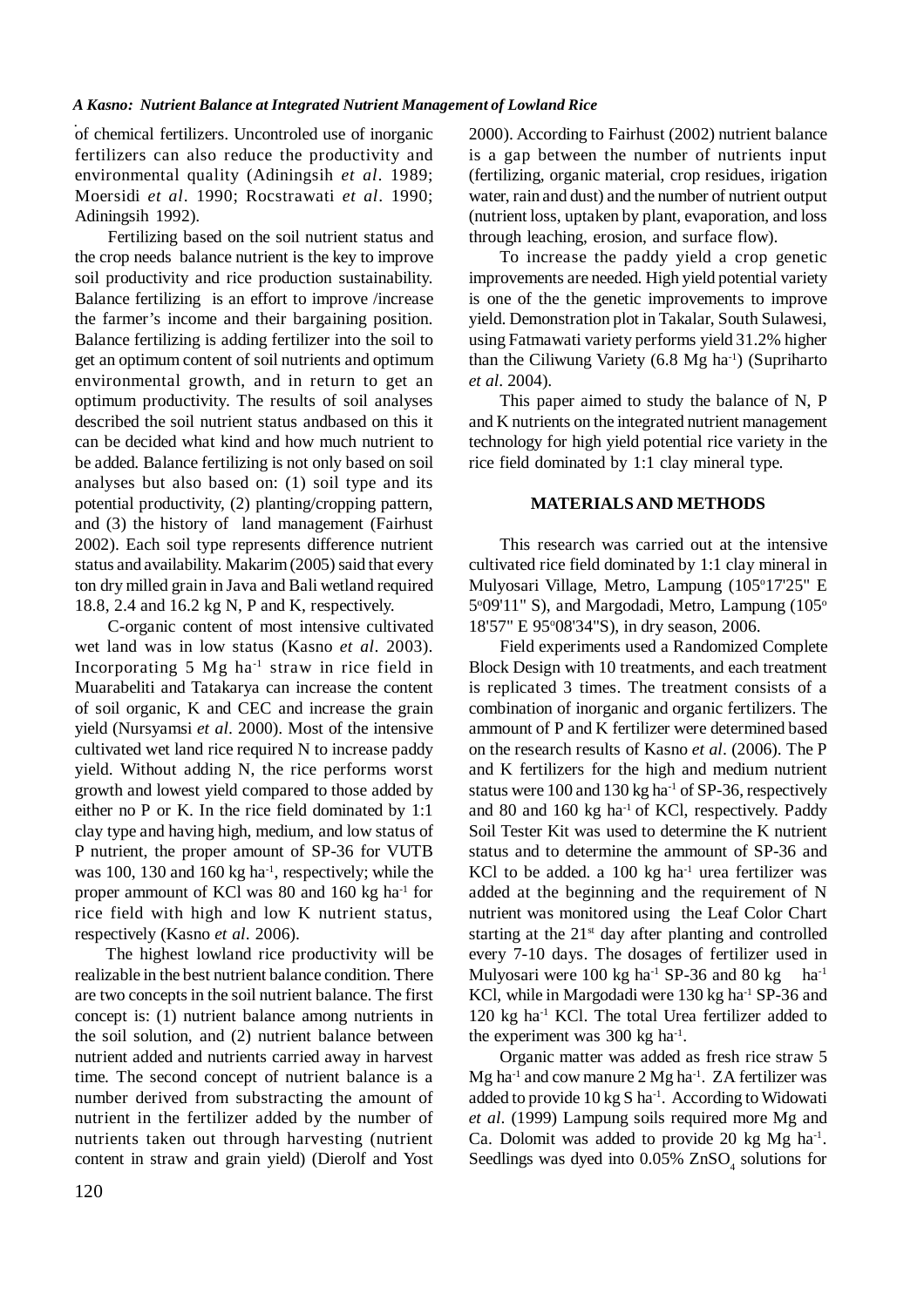of chemical fertilizers. Uncontroled use of inorganic fertilizers can also reduce the productivity and environmental quality (Adiningsih *et al*. 1989; Moersidi *et al*. 1990; Rocstrawati *et al*. 1990; Adiningsih 1992).

Fertilizing based on the soil nutrient status and the crop needs balance nutrient is the key to improve soil productivity and rice production sustainability. Balance fertilizing is an effort to improve /increase the farmer's income and their bargaining position. Balance fertilizing is adding fertilizer into the soil to get an optimum content of soil nutrients and optimum environmental growth, and in return to get an optimum productivity. The results of soil analyses described the soil nutrient status andbased on this it can be decided what kind and how much nutrient to be added. Balance fertilizing is not only based on soil analyses but also based on: (1) soil type and its potential productivity, (2) planting/cropping pattern, and (3) the history of land management (Fairhust 2002). Each soil type represents difference nutrient status and availability. Makarim (2005) said that every ton dry milled grain in Java and Bali wetland required 18.8, 2.4 and 16.2 kg N, P and K, respectively.

C-organic content of most intensive cultivated wet land was in low status (Kasno *et al*. 2003). Incorporating 5 Mg ha$^{-1}$ straw in rice field in Muarabeliti and Tatakarya can increase the content of soil organic, K and CEC and increase the grain yield (Nursyamsi *et al*. 2000). Most of the intensive cultivated wet land rice required N to increase paddy yield. Without adding N, the rice performs worst growth and lowest yield compared to those added by either no P or K. In the rice field dominated by 1:1 clay type and having high, medium, and low status of P nutrient, the proper amount of SP-36 for VUTB was 100, 130 and 160 kg ha$^{-1}$, respectively; while the proper ammount of KCl was 80 and 160 kg ha$^{-1}$ for rice field with high and low K nutrient status, respectively (Kasno *et al*. 2006).

The highest lowland rice productivity will be realizable in the best nutrient balance condition. There are two concepts in the soil nutrient balance. The first concept is: (1) nutrient balance among nutrients in the soil solution, and (2) nutrient balance between nutrient added and nutrients carried away in harvest time. The second concept of nutrient balance is a number derived from substracting the amount of nutrient in the fertilizer added by the number of nutrients taken out through harvesting (nutrient content in straw and grain yield) (Dierolf and Yost 2000). According to Fairhust (2002) nutrient balance is a gap between the number of nutrients input (fertilizing, organic material, crop residues, irrigation water, rain and dust) and the number of nutrient output (nutrient loss, uptaken by plant, evaporation, and loss through leaching, erosion, and surface flow).

To increase the paddy yield a crop genetic improvements are needed. High yield potential variety is one of the the genetic improvements to improve yield. Demonstration plot in Takalar, South Sulawesi, using Fatmawati variety performs yield 31.2% higher than the Ciliwung Variety (6.8 Mg ha$^{-1}$) (Supriharto *et al*. 2004).

This paper aimed to study the balance of N, P and K nutrients on the integrated nutrient management technology for high yield potential rice variety in the rice field dominated by 1:1 clay mineral type.

## MATERIALS AND METHODS

This research was carried out at the intensive cultivated rice field dominated by 1:1 clay mineral in Mulyosari Village, Metro, Lampung (105$^{o}$17'25" E 5$^{o}$09'11" S), and Margodadi, Metro, Lampung (105$^{o}$ 18'57" E 95$^{o}$08'34"S), in dry season, 2006.

Field experiments used a Randomized Complete Block Design with 10 treatments, and each treatment is replicated 3 times. The treatment consists of a combination of inorganic and organic fertilizers. The ammount of P and K fertilizer were determined based on the research results of Kasno *et al*. (2006). The P and K fertilizers for the high and medium nutrient status were 100 and 130 kg ha$^{-1}$ of SP-36, respectively and 80 and 160 kg ha$^{-1}$ of KCl, respectively. Paddy Soil Tester Kit was used to determine the K nutrient status and to determine the ammount of SP-36 and KCl to be added. a 100 kg ha$^{-1}$ urea fertilizer was added at the beginning and the requirement of N nutrient was monitored using the Leaf Color Chart starting at the 21$^{st}$ day after planting and controlled every 7-10 days. The dosages of fertilizer used in Mulyosari were 100 kg ha$^{-1}$ SP-36 and 80 kg ha$^{-1}$ KCl, while in Margodadi were 130 kg ha$^{-1}$ SP-36 and 120 kg ha$^{-1}$ KCl. The total Urea fertilizer added to the experiment was 300 kg ha$^{-1}$.

Organic matter was added as fresh rice straw 5 Mg ha$^{-1}$ and cow manure 2 Mg ha$^{-1}$. ZA fertilizer was added to provide 10 kg S ha$^{-1}$. According to Widowati *et al*. (1999) Lampung soils required more Mg and Ca. Dolomit was added to provide 20 kg Mg ha$^{-1}$. Seedlings was dyed into 0.05% $ZnSO_4$ solutions for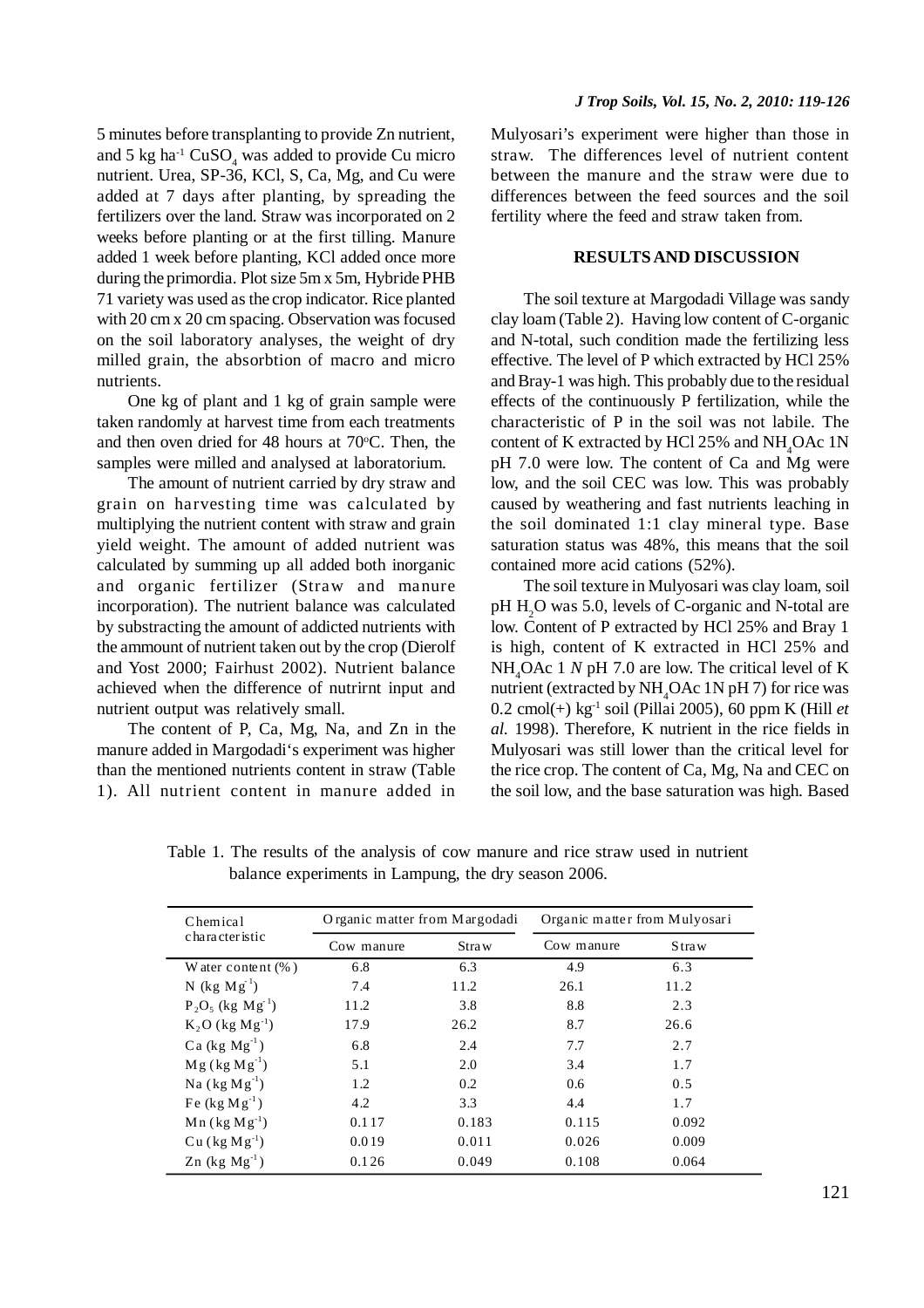5 minutes before transplanting to provide Zn nutrient, and 5 kg ha$^{-1}$ $CuSO_4$ was added to provide Cu micro nutrient. Urea, SP-36, KCl, S, Ca, Mg, and Cu were added at 7 days after planting, by spreading the fertilizers over the land. Straw was incorporated on 2 weeks before planting or at the first tilling. Manure added 1 week before planting, KCl added once more during the primordia. Plot size 5m x 5m, Hybride PHB 71 variety was used as the crop indicator. Rice planted with 20 cm x 20 cm spacing. Observation was focused on the soil laboratory analyses, the weight of dry milled grain, the absorbtion of macro and micro nutrients.

One kg of plant and 1 kg of grain sample were taken randomly at harvest time from each treatments and then oven dried for 48 hours at 70$^o$C. Then, the samples were milled and analysed at laboratorium.

The amount of nutrient carried by dry straw and grain on harvesting time was calculated by multiplying the nutrient content with straw and grain yield weight. The amount of added nutrient was calculated by summing up all added both inorganic and organic fertilizer (Straw and manure incorporation). The nutrient balance was calculated by substracting the amount of addicted nutrients with the ammount of nutrient taken out by the crop (Dierolf and Yost 2000; Fairhust 2002). Nutrient balance achieved when the difference of nutrirnt input and nutrient output was relatively small.

The content of P, Ca, Mg, Na, and Zn in the manure added in Margodadi's experiment was higher than the mentioned nutrients content in straw (Table 1). All nutrient content in manure added in Mulyosari's experiment were higher than those in straw. The differences level of nutrient content between the manure and the straw were due to differences between the feed sources and the soil fertility where the feed and straw taken from.

## RESULTS AND DISCUSSION

The soil texture at Margodadi Village was sandy clay loam (Table 2). Having low content of C-organic and N-total, such condition made the fertilizing less effective. The level of P which extracted by HCl 25% and Bray-1 was high. This probably due to the residual effects of the continuously P fertilization, while the characteristic of P in the soil was not labile. The content of K extracted by HCl 25% and $NH_4OAc$ 1N pH 7.0 were low. The content of Ca and Mg were low, and the soil CEC was low. This was probably caused by weathering and fast nutrients leaching in the soil dominated 1:1 clay mineral type. Base saturation status was 48%, this means that the soil contained more acid cations (52%).

The soil texture in Mulyosari was clay loam, soil pH $H_2O$ was 5.0, levels of C-organic and N-total are low. Content of P extracted by HCl 25% and Bray 1 is high, content of K extracted in HCl 25% and $NH_4OAc$ 1 *N* pH 7.0 are low. The critical level of K nutrient (extracted by $NH_4OAc$ 1N pH 7) for rice was 0.2 cmol(+) kg$^{-1}$ soil (Pillai 2005), 60 ppm K (Hill *et al.* 1998). Therefore, K nutrient in the rice fields in Mulyosari was still lower than the critical level for the rice crop. The content of Ca, Mg, Na and CEC on the soil low, and the base saturation was high. Based

Table 1. The results of the analysis of cow manure and rice straw used in nutrient balance experiments in Lampung, the dry season 2006.

| Chemical characteristic | Organic matter from Margodadi | | Organic matter from Mulyosari | |
|---|---|---|---|---|
| | Cow manure | Straw | Cow manure | Straw |
| Water content (%) | 6.8 | 6.3 | 4.9 | 6.3 |
| N (kg Mg$^{-1}$) | 7.4 | 11.2 | 26.1 | 11.2 |
| $P_2O_5$ (kg Mg$^{-1}$) | 11.2 | 3.8 | 8.8 | 2.3 |
| $K_2O$ (kg Mg$^{-1}$) | 17.9 | 26.2 | 8.7 | 26.6 |
| Ca (kg Mg$^{-1}$) | 6.8 | 2.4 | 7.7 | 2.7 |
| Mg (kg Mg$^{-1}$) | 5.1 | 2.0 | 3.4 | 1.7 |
| Na (kg Mg$^{-1}$) | 1.2 | 0.2 | 0.6 | 0.5 |
| Fe (kg Mg$^{-1}$) | 4.2 | 3.3 | 4.4 | 1.7 |
| Mn (kg Mg$^{-1}$) | 0.117 | 0.183 | 0.115 | 0.092 |
| Cu (kg Mg$^{-1}$) | 0.019 | 0.011 | 0.026 | 0.009 |
| Zn (kg Mg$^{-1}$) | 0.126 | 0.049 | 0.108 | 0.064 |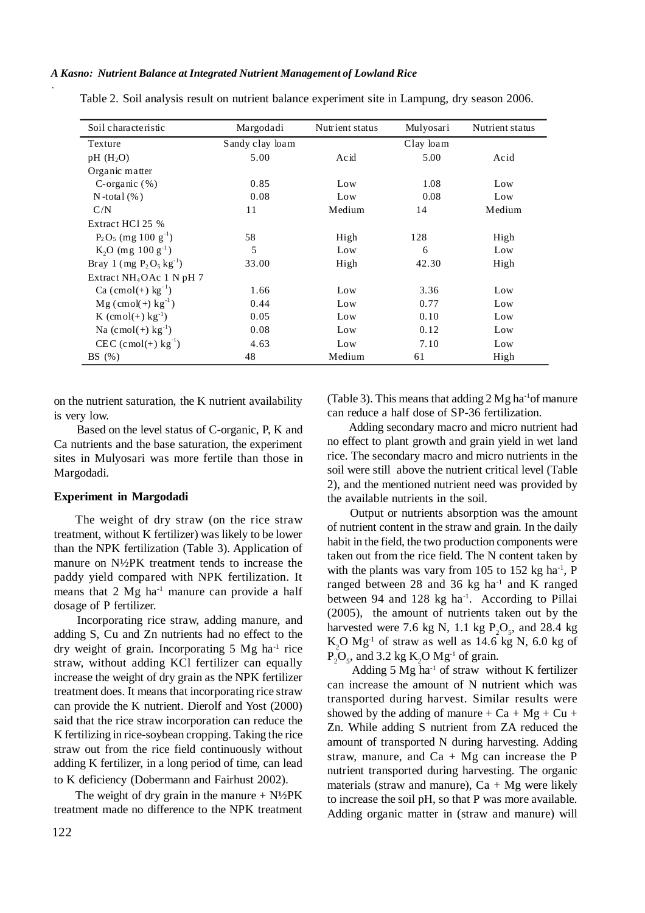Table 2. Soil analysis result on nutrient balance experiment site in Lampung, dry season 2006.

| Soil characteristic | Margodadi | Nutrient status | Mulyosari | Nutrient status |
|---|---|---|---|---|
| Texture | Sandy clay loam | | Clay loam | |
| pH ($H_2O$) | 5.00 | Acid | 5.00 | Acid |
| Organic matter | | | | |
| C-organic (%) | 0.85 | Low | 1.08 | Low |
| N-total (%) | 0.08 | Low | 0.08 | Low |
| C/N | 11 | Medium | 14 | Medium |
| Extract HCl 25 % | | | | |
| $P_2O_5$ (mg 100 $g^{-1}$) | 58 | High | 128 | High |
| $K_2O$ (mg 100 $g^{-1}$) | 5 | Low | 6 | Low |
| Bray 1 (mg $P_2O_5$ $kg^{-1}$) | 33.00 | High | 42.30 | High |
| Extract $NH_4OAc$ 1 N pH 7 | | | | |
| Ca (cmol(+) $kg^{-1}$) | 1.66 | Low | 3.36 | Low |
| Mg (cmol(+) $kg^{-1}$) | 0.44 | Low | 0.77 | Low |
| K (cmol(+) $kg^{-1}$) | 0.05 | Low | 0.10 | Low |
| Na (cmol(+) $kg^{-1}$) | 0.08 | Low | 0.12 | Low |
| CEC (cmol(+) $kg^{-1}$) | 4.63 | Low | 7.10 | Low |
| BS (%) | 48 | Medium | 61 | High |

on the nutrient saturation, the K nutrient availability is very low.

Based on the level status of C-organic, P, K and Ca nutrients and the base saturation, the experiment sites in Mulyosari was more fertile than those in Margodadi.

**Experiment in Margodadi**

The weight of dry straw (on the rice straw treatment, without K fertilizer) was likely to be lower than the NPK fertilization (Table 3). Application of manure on N½PK treatment tends to increase the paddy yield compared with NPK fertilization. It means that 2 Mg $ha^{-1}$ manure can provide a half dosage of P fertilizer.

Incorporating rice straw, adding manure, and adding S, Cu and Zn nutrients had no effect to the dry weight of grain. Incorporating 5 Mg $ha^{-1}$ rice straw, without adding KCl fertilizer can equally increase the weight of dry grain as the NPK fertilizer treatment does. It means that incorporating rice straw can provide the K nutrient. Dierolf and Yost (2000) said that the rice straw incorporation can reduce the K fertilizing in rice-soybean cropping. Taking the rice straw out from the rice field continuously without adding K fertilizer, in a long period of time, can lead to K deficiency (Dobermann and Fairhust 2002).

The weight of dry grain in the manure + N½PK treatment made no difference to the NPK treatment (Table 3). This means that adding 2 Mg $ha^{-1}$of manure can reduce a half dose of SP-36 fertilization.

Adding secondary macro and micro nutrient had no effect to plant growth and grain yield in wet land rice. The secondary macro and micro nutrients in the soil were still above the nutrient critical level (Table 2), and the mentioned nutrient need was provided by the available nutrients in the soil.

Output or nutrients absorption was the amount of nutrient content in the straw and grain. In the daily habit in the field, the two production components were taken out from the rice field. The N content taken by with the plants was vary from 105 to 152 kg $ha^{-1}$, P ranged between 28 and 36 kg $ha^{-1}$ and K ranged between 94 and 128 kg $ha^{-1}$. According to Pillai (2005), the amount of nutrients taken out by the harvested were 7.6 kg N, 1.1 kg $P_2O_5$, and 28.4 kg $K_2O$ $Mg^{-1}$ of straw as well as 14.6 kg N, 6.0 kg of $P_2O_5$, and 3.2 kg $K_2O$ $Mg^{-1}$ of grain.

Adding 5 Mg $ha^{-1}$ of straw without K fertilizer can increase the amount of N nutrient which was transported during harvest. Similar results were showed by the adding of manure + Ca + Mg + Cu + Zn. While adding S nutrient from ZA reduced the amount of transported N during harvesting. Adding straw, manure, and Ca + Mg can increase the P nutrient transported during harvesting. The organic materials (straw and manure), Ca + Mg were likely to increase the soil pH, so that P was more available. Adding organic matter in (straw and manure) will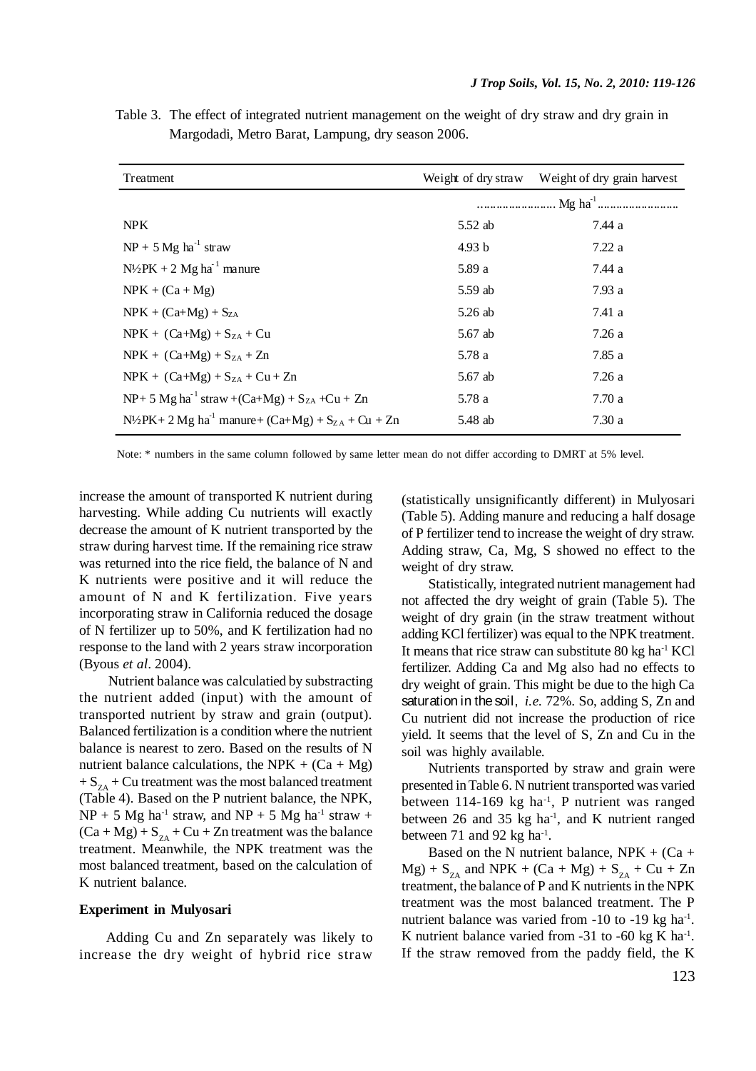Table 3. The effect of integrated nutrient management on the weight of dry straw and dry grain in Margodadi, Metro Barat, Lampung, dry season 2006.

| Treatment | Weight of dry straw | Weight of dry grain harvest |
|---|---|---|
| | ........................ $Mg\ ha^{-1}$ ........................ | |
| NPK | 5.52 ab | 7.44 a |
| NP + 5 $Mg\ ha^{-1}$ straw | 4.93 b | 7.22 a |
| N½PK + 2 $Mg\ ha^{-1}$ manure | 5.89 a | 7.44 a |
| NPK + (Ca + Mg) | 5.59 ab | 7.93 a |
| NPK + (Ca+Mg) + $S_{ZA}$ | 5.26 ab | 7.41 a |
| NPK + (Ca+Mg) + $S_{ZA}$ + Cu | 5.67 ab | 7.26 a |
| NPK + (Ca+Mg) + $S_{ZA}$ + Zn | 5.78 a | 7.85 a |
| NPK + (Ca+Mg) + $S_{ZA}$ + Cu + Zn | 5.67 ab | 7.26 a |
| NP+ 5 $Mg\ ha^{-1}$ straw +(Ca+Mg) + $S_{ZA}$ +Cu + Zn | 5.78 a | 7.70 a |
| N½PK+ 2 $Mg\ ha^{-1}$ manure+ (Ca+Mg) + $S_{ZA}$ + Cu + Zn | 5.48 ab | 7.30 a |

Note: * numbers in the same column followed by same letter mean do not differ according to DMRT at 5% level.

increase the amount of transported K nutrient during harvesting. While adding Cu nutrients will exactly decrease the amount of K nutrient transported by the straw during harvest time. If the remaining rice straw was returned into the rice field, the balance of N and K nutrients were positive and it will reduce the amount of N and K fertilization. Five years incorporating straw in California reduced the dosage of N fertilizer up to 50%, and K fertilization had no response to the land with 2 years straw incorporation (Byous *et al*. 2004).

Nutrient balance was calculatied by substracting the nutrient added (input) with the amount of transported nutrient by straw and grain (output). Balanced fertilization is a condition where the nutrient balance is nearest to zero. Based on the results of N nutrient balance calculations, the NPK + (Ca + Mg) + $S_{ZA}$ + Cu treatment was the most balanced treatment (Table 4). Based on the P nutrient balance, the NPK, NP + 5 $Mg\ ha^{-1}$ straw, and NP + 5 $Mg\ ha^{-1}$ straw + (Ca + Mg) + $S_{ZA}$ + Cu + Zn treatment was the balance treatment. Meanwhile, the NPK treatment was the most balanced treatment, based on the calculation of K nutrient balance.

**Experiment in Mulyosari**

Adding Cu and Zn separately was likely to increase the dry weight of hybrid rice straw (statistically unsignificantly different) in Mulyosari (Table 5). Adding manure and reducing a half dosage of P fertilizer tend to increase the weight of dry straw. Adding straw, Ca, Mg, S showed no effect to the weight of dry straw.

Statistically, integrated nutrient management had not affected the dry weight of grain (Table 5). The weight of dry grain (in the straw treatment without adding KCl fertilizer) was equal to the NPK treatment. It means that rice straw can substitute 80 $kg\ ha^{-1}$ KCl fertilizer. Adding Ca and Mg also had no effects to dry weight of grain. This might be due to the high Ca saturation in the soil, *i.e.* 72%. So, adding S, Zn and Cu nutrient did not increase the production of rice yield. It seems that the level of S, Zn and Cu in the soil was highly available.

Nutrients transported by straw and grain were presented in Table 6. N nutrient transported was varied between 114-169 $kg\ ha^{-1}$, P nutrient was ranged between 26 and 35 $kg\ ha^{-1}$, and K nutrient ranged between 71 and 92 $kg\ ha^{-1}$.

Based on the N nutrient balance, NPK + (Ca + Mg) + $S_{ZA}$ and NPK + (Ca + Mg) + $S_{ZA}$ + Cu + Zn treatment, the balance of P and K nutrients in the NPK treatment was the most balanced treatment. The P nutrient balance was varied from -10 to -19 $kg\ ha^{-1}$. K nutrient balance varied from -31 to -60 kg K $ha^{-1}$. If the straw removed from the paddy field, the K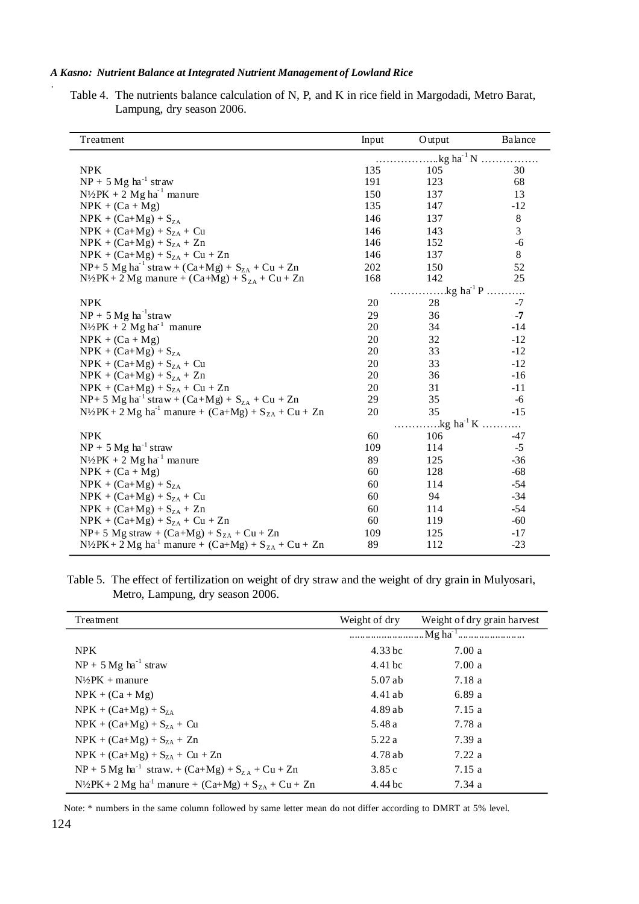Table 4. The nutrients balance calculation of N, P, and K in rice field in Margodadi, Metro Barat, Lampung, dry season 2006.

| Treatment | Input | Output | Balance |
|---|---|---|---|
| | ……………..$kg\ ha^{-1}$ N ……………. | | |
| NPK | 135 | 105 | 30 |
| NP + 5 Mg $ha^{-1}$ straw | 191 | 123 | 68 |
| N½PK + 2 Mg $ha^{-1}$ manure | 150 | 137 | 13 |
| NPK + (Ca + Mg) | 135 | 147 | -12 |
| NPK + (Ca+Mg) + $S_{ZA}$ | 146 | 137 | 8 |
| NPK + (Ca+Mg) + $S_{ZA}$ + Cu | 146 | 143 | 3 |
| NPK + (Ca+Mg) + $S_{ZA}$ + Zn | 146 | 152 | -6 |
| NPK + (Ca+Mg) + $S_{ZA}$ + Cu + Zn | 146 | 137 | 8 |
| NP+ 5 Mg $ha^{-1}$ straw + (Ca+Mg) + $S_{ZA}$ + Cu + Zn | 202 | 150 | 52 |
| N½PK+ 2 Mg manure + (Ca+Mg) + $S_{ZA}$ + Cu + Zn | 168 | 142 | 25 |
| | …………….$kg\ ha^{-1}$ P ……….. | | |
| NPK | 20 | 28 | -7 |
| NP + 5 Mg $ha^{-1}$straw | 29 | 36 | **-7** |
| N½PK + 2 Mg $ha^{-1}$ manure | 20 | 34 | -14 |
| NPK + (Ca + Mg) | 20 | 32 | -12 |
| NPK + (Ca+Mg) + $S_{ZA}$ | 20 | 33 | -12 |
| NPK + (Ca+Mg) + $S_{ZA}$ + Cu | 20 | 33 | -12 |
| NPK + (Ca+Mg) + $S_{ZA}$ + Zn | 20 | 36 | -16 |
| NPK + (Ca+Mg) + $S_{ZA}$ + Cu + Zn | 20 | 31 | -11 |
| NP+ 5 Mg $ha^{-1}$ straw + (Ca+Mg) + $S_{ZA}$ + Cu + Zn | 29 | 35 | -6 |
| N½PK+ 2 Mg $ha^{-1}$ manure + (Ca+Mg) + $S_{ZA}$ + Cu + Zn | 20 | 35 | -15 |
| | ………….$kg\ ha^{-1}$ K ………. | | |
| NPK | 60 | 106 | -47 |
| NP + 5 Mg $ha^{-1}$ straw | 109 | 114 | -5 |
| N½PK + 2 Mg $ha^{-1}$ manure | 89 | 125 | -36 |
| NPK + (Ca + Mg) | 60 | 128 | -68 |
| NPK + (Ca+Mg) + $S_{ZA}$ | 60 | 114 | -54 |
| NPK + (Ca+Mg) + $S_{ZA}$ + Cu | 60 | 94 | -34 |
| NPK + (Ca+Mg) + $S_{ZA}$ + Zn | 60 | 114 | -54 |
| NPK + (Ca+Mg) + $S_{ZA}$ + Cu + Zn | 60 | 119 | -60 |
| NP+ 5 Mg straw + (Ca+Mg) + $S_{ZA}$ + Cu + Zn | 109 | 125 | -17 |
| N½PK+ 2 Mg $ha^{-1}$ manure + (Ca+Mg) + $S_{ZA}$ + Cu + Zn | 89 | 112 | -23 |

Table 5. The effect of fertilization on weight of dry straw and the weight of dry grain in Mulyosari, Metro, Lampung, dry season 2006.

| Treatment | Weight of dry | Weight of dry grain harvest |
|---|---|---|
| | ………………………Mg $ha^{-1}$…………………… | |
| NPK | 4.33 bc | 7.00 a |
| NP + 5 Mg $ha^{-1}$ straw | 4.41 bc | 7.00 a |
| N½PK + manure | 5.07 ab | 7.18 a |
| NPK + (Ca + Mg) | 4.41 ab | 6.89 a |
| NPK + (Ca+Mg) + $S_{ZA}$ | 4.89 ab | 7.15 a |
| NPK + (Ca+Mg) + $S_{ZA}$ + Cu | 5.48 a | 7.78 a |
| NPK + (Ca+Mg) + $S_{ZA}$ + Zn | 5.22 a | 7.39 a |
| NPK + (Ca+Mg) + $S_{ZA}$ + Cu + Zn | 4.78 ab | 7.22 a |
| NP + 5 Mg $ha^{-1}$ straw. + (Ca+Mg) + $S_{ZA}$ + Cu + Zn | 3.85 c | 7.15 a |
| N½PK+ 2 Mg $ha^{-1}$ manure + (Ca+Mg) + $S_{ZA}$ + Cu + Zn | 4.44 bc | 7.34 a |

Note: * numbers in the same column followed by same letter mean do not differ according to DMRT at 5% level.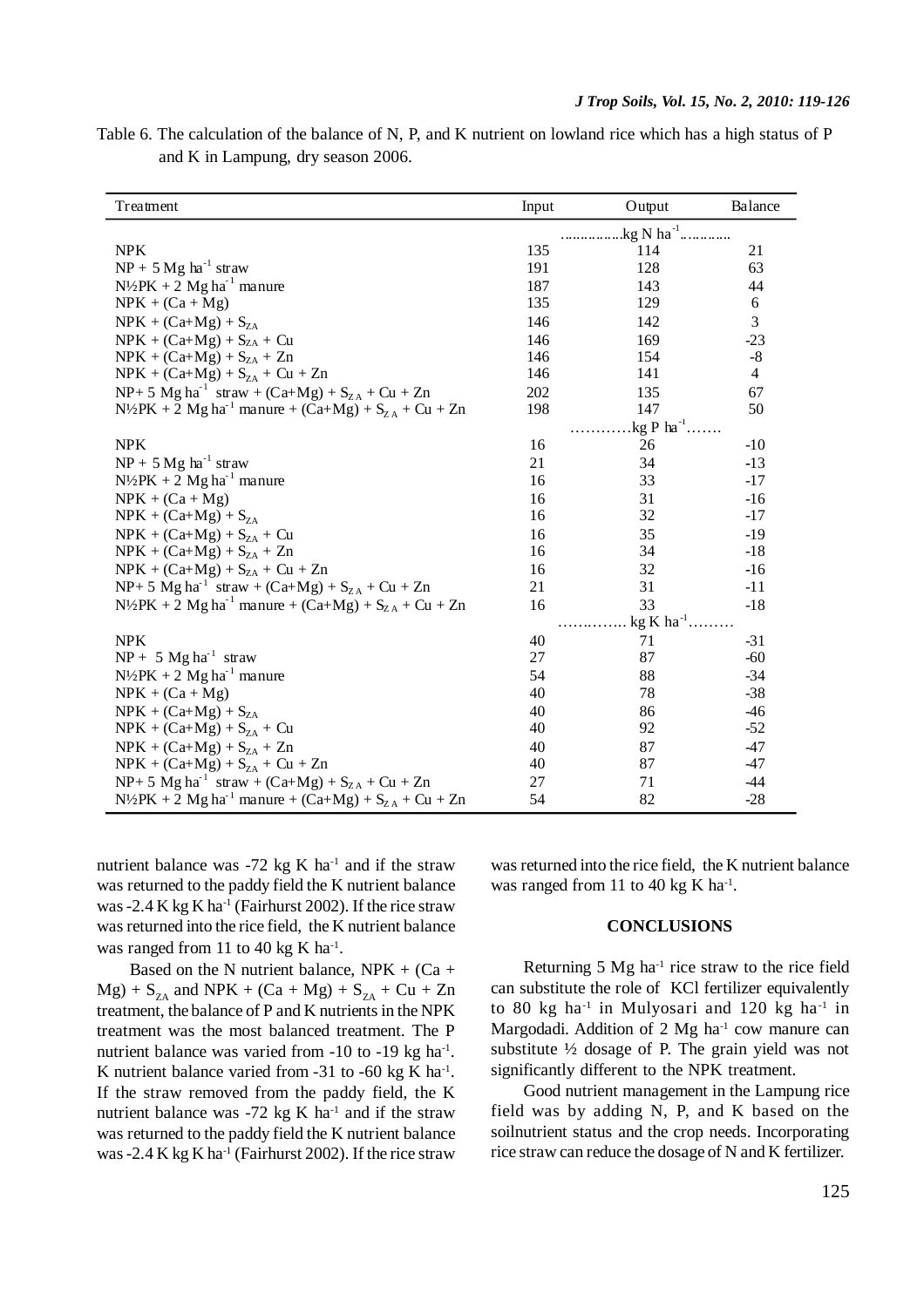Table 6. The calculation of the balance of N, P, and K nutrient on lowland rice which has a high status of P and K in Lampung, dry season 2006.

| Treatment | Input | Output | Balance |
|---|---|---|---|
| | | ................kg N $ha^{-1}$............. | |
| NPK | 135 | 114 | 21 |
| NP + 5 Mg $ha^{-1}$ straw | 191 | 128 | 63 |
| N½PK + 2 Mg $ha^{-1}$ manure | 187 | 143 | 44 |
| NPK + (Ca + Mg) | 135 | 129 | 6 |
| NPK + (Ca+Mg) + $S_{ZA}$ | 146 | 142 | 3 |
| NPK + (Ca+Mg) + $S_{ZA}$ + Cu | 146 | 169 | -23 |
| NPK + (Ca+Mg) + $S_{ZA}$ + Zn | 146 | 154 | -8 |
| NPK + (Ca+Mg) + $S_{ZA}$ + Cu + Zn | 146 | 141 | 4 |
| NP+ 5 Mg $ha^{-1}$ straw + (Ca+Mg) + $S_{ZA}$ + Cu + Zn | 202 | 135 | 67 |
| N½PK + 2 Mg $ha^{-1}$ manure + (Ca+Mg) + $S_{ZA}$ + Cu + Zn | 198 | 147 | 50 |
| | | …………kg P $ha^{-1}$…… | |
| NPK | 16 | 26 | -10 |
| NP + 5 Mg $ha^{-1}$ straw | 21 | 34 | -13 |
| N½PK + 2 Mg $ha^{-1}$ manure | 16 | 33 | -17 |
| NPK + (Ca + Mg) | 16 | 31 | -16 |
| NPK + (Ca+Mg) + $S_{ZA}$ | 16 | 32 | -17 |
| NPK + (Ca+Mg) + $S_{ZA}$ + Cu | 16 | 35 | -19 |
| NPK + (Ca+Mg) + $S_{ZA}$ + Zn | 16 | 34 | -18 |
| NPK + (Ca+Mg) + $S_{ZA}$ + Cu + Zn | 16 | 32 | -16 |
| NP+ 5 Mg $ha^{-1}$ straw + (Ca+Mg) + $S_{ZA}$ + Cu + Zn | 21 | 31 | -11 |
| N½PK + 2 Mg $ha^{-1}$ manure + (Ca+Mg) + $S_{ZA}$ + Cu + Zn | 16 | 33 | -18 |
| | | ………….. kg K $ha^{-1}$……… | |
| NPK | 40 | 71 | -31 |
| NP + 5 Mg $ha^{-1}$ straw | 27 | 87 | -60 |
| N½PK + 2 Mg $ha^{-1}$ manure | 54 | 88 | -34 |
| NPK + (Ca + Mg) | 40 | 78 | -38 |
| NPK + (Ca+Mg) + $S_{ZA}$ | 40 | 86 | -46 |
| NPK + (Ca+Mg) + $S_{ZA}$ + Cu | 40 | 92 | -52 |
| NPK + (Ca+Mg) + $S_{ZA}$ + Zn | 40 | 87 | -47 |
| NPK + (Ca+Mg) + $S_{ZA}$ + Cu + Zn | 40 | 87 | -47 |
| NP+ 5 Mg $ha^{-1}$ straw + (Ca+Mg) + $S_{ZA}$ + Cu + Zn | 27 | 71 | -44 |
| N½PK + 2 Mg $ha^{-1}$ manure + (Ca+Mg) + $S_{ZA}$ + Cu + Zn | 54 | 82 | -28 |

nutrient balance was -72 kg K $ha^{-1}$ and if the straw was returned to the paddy field the K nutrient balance was -2.4 K kg K $ha^{-1}$ (Fairhurst 2002). If the rice straw was returned into the rice field, the K nutrient balance was ranged from 11 to 40 kg K $ha^{-1}$.

Based on the N nutrient balance, NPK + (Ca + Mg) + $S_{ZA}$ and NPK + (Ca + Mg) + $S_{ZA}$ + Cu + Zn treatment, the balance of P and K nutrients in the NPK treatment was the most balanced treatment. The P nutrient balance was varied from -10 to -19 kg $ha^{-1}$. K nutrient balance varied from -31 to -60 kg K $ha^{-1}$. If the straw removed from the paddy field, the K nutrient balance was -72 kg K $ha^{-1}$ and if the straw was returned to the paddy field the K nutrient balance was -2.4 K kg K $ha^{-1}$ (Fairhurst 2002). If the rice straw was returned into the rice field, the K nutrient balance was ranged from 11 to 40 kg K $ha^{-1}$.

## CONCLUSIONS

Returning 5 Mg $ha^{-1}$ rice straw to the rice field can substitute the role of KCl fertilizer equivalently to 80 kg $ha^{-1}$ in Mulyosari and 120 kg $ha^{-1}$ in Margodadi. Addition of 2 Mg $ha^{-1}$ cow manure can substitute ½ dosage of P. The grain yield was not significantly different to the NPK treatment.

Good nutrient management in the Lampung rice field was by adding N, P, and K based on the soilnutrient status and the crop needs. Incorporating rice straw can reduce the dosage of N and K fertilizer.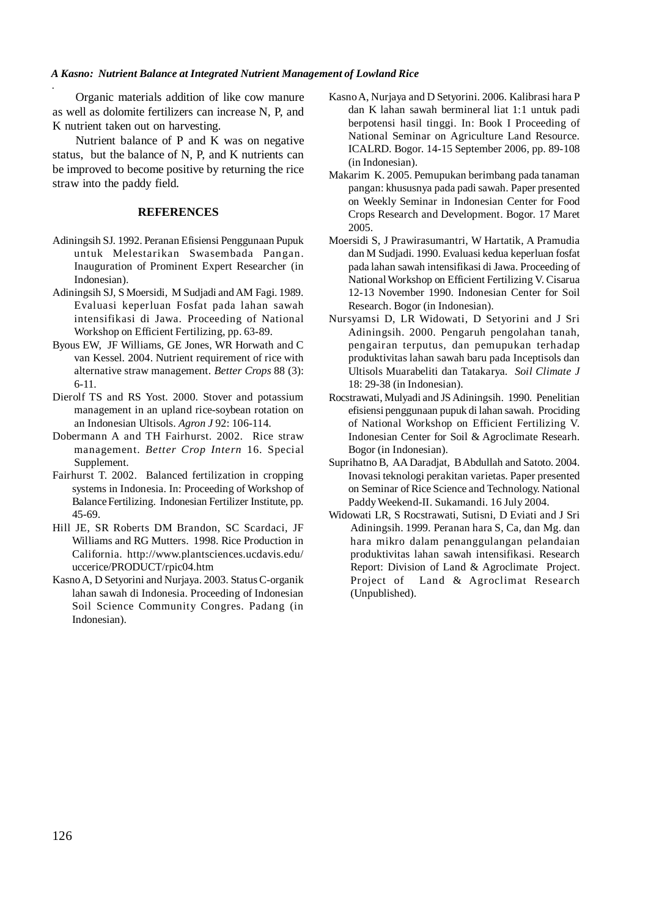Organic materials addition of like cow manure as well as dolomite fertilizers can increase N, P, and K nutrient taken out on harvesting.

Nutrient balance of P and K was on negative status, but the balance of N, P, and K nutrients can be improved to become positive by returning the rice straw into the paddy field.

## REFERENCES

Adiningsih SJ. 1992. Peranan Efisiensi Penggunaan Pupuk untuk Melestarikan Swasembada Pangan. Inauguration of Prominent Expert Researcher (in Indonesian).

Adiningsih SJ, S Moersidi, M Sudjadi and AM Fagi. 1989. Evaluasi keperluan Fosfat pada lahan sawah intensifikasi di Jawa. Proceeding of National Workshop on Efficient Fertilizing, pp. 63-89.

Byous EW, JF Williams, GE Jones, WR Horwath and C van Kessel. 2004. Nutrient requirement of rice with alternative straw management. *Better Crops* 88 (3): 6-11.

Dierolf TS and RS Yost. 2000. Stover and potassium management in an upland rice-soybean rotation on an Indonesian Ultisols. *Agron J* 92: 106-114.

Dobermann A and TH Fairhurst. 2002. Rice straw management. *Better Crop Intern* 16. Special Supplement.

Fairhurst T. 2002. Balanced fertilization in cropping systems in Indonesia. In: Proceeding of Workshop of Balance Fertilizing. Indonesian Fertilizer Institute, pp. 45-69.

Hill JE, SR Roberts DM Brandon, SC Scardaci, JF Williams and RG Mutters. 1998. Rice Production in California. http://www.plantsciences.ucdavis.edu/uccerice/PRODUCT/rpic04.htm

Kasno A, D Setyorini and Nurjaya. 2003. Status C-organik lahan sawah di Indonesia. Proceeding of Indonesian Soil Science Community Congres. Padang (in Indonesian).

Kasno A, Nurjaya and D Setyorini. 2006. Kalibrasi hara P dan K lahan sawah bermineral liat 1:1 untuk padi berpotensi hasil tinggi. In: Book I Proceeding of National Seminar on Agriculture Land Resource. ICALRD. Bogor. 14-15 September 2006, pp. 89-108 (in Indonesian).

Makarim K. 2005. Pemupukan berimbang pada tanaman pangan: khususnya pada padi sawah. Paper presented on Weekly Seminar in Indonesian Center for Food Crops Research and Development. Bogor. 17 Maret 2005.

Moersidi S, J Prawirasumantri, W Hartatik, A Pramudia dan M Sudjadi. 1990. Evaluasi kedua keperluan fosfat pada lahan sawah intensifikasi di Jawa. Proceeding of National Workshop on Efficient Fertilizing V. Cisarua 12-13 November 1990. Indonesian Center for Soil Research. Bogor (in Indonesian).

Nursyamsi D, LR Widowati, D Setyorini and J Sri Adiningsih. 2000. Pengaruh pengolahan tanah, pengairan terputus, dan pemupukan terhadap produktivitas lahan sawah baru pada Inceptisols dan Ultisols Muarabeliti dan Tatakarya. *Soil Climate J* 18: 29-38 (in Indonesian).

Rocstrawati, Mulyadi and JS Adiningsih. 1990. Penelitian efisiensi penggunaan pupuk di lahan sawah. Prociding of National Workshop on Efficient Fertilizing V. Indonesian Center for Soil & Agroclimate Researh. Bogor (in Indonesian).

Suprihatno B, AA Daradjat, B Abdullah and Satoto. 2004. Inovasi teknologi perakitan varietas. Paper presented on Seminar of Rice Science and Technology. National Paddy Weekend-II. Sukamandi. 16 July 2004.

Widowati LR, S Rocstrawati, Sutisni, D Eviati and J Sri Adiningsih. 1999. Peranan hara S, Ca, dan Mg. dan hara mikro dalam penanggulangan pelandaian produktivitas lahan sawah intensifikasi. Research Report: Division of Land & Agroclimate Project. Project of Land & Agroclimat Research (Unpublished).